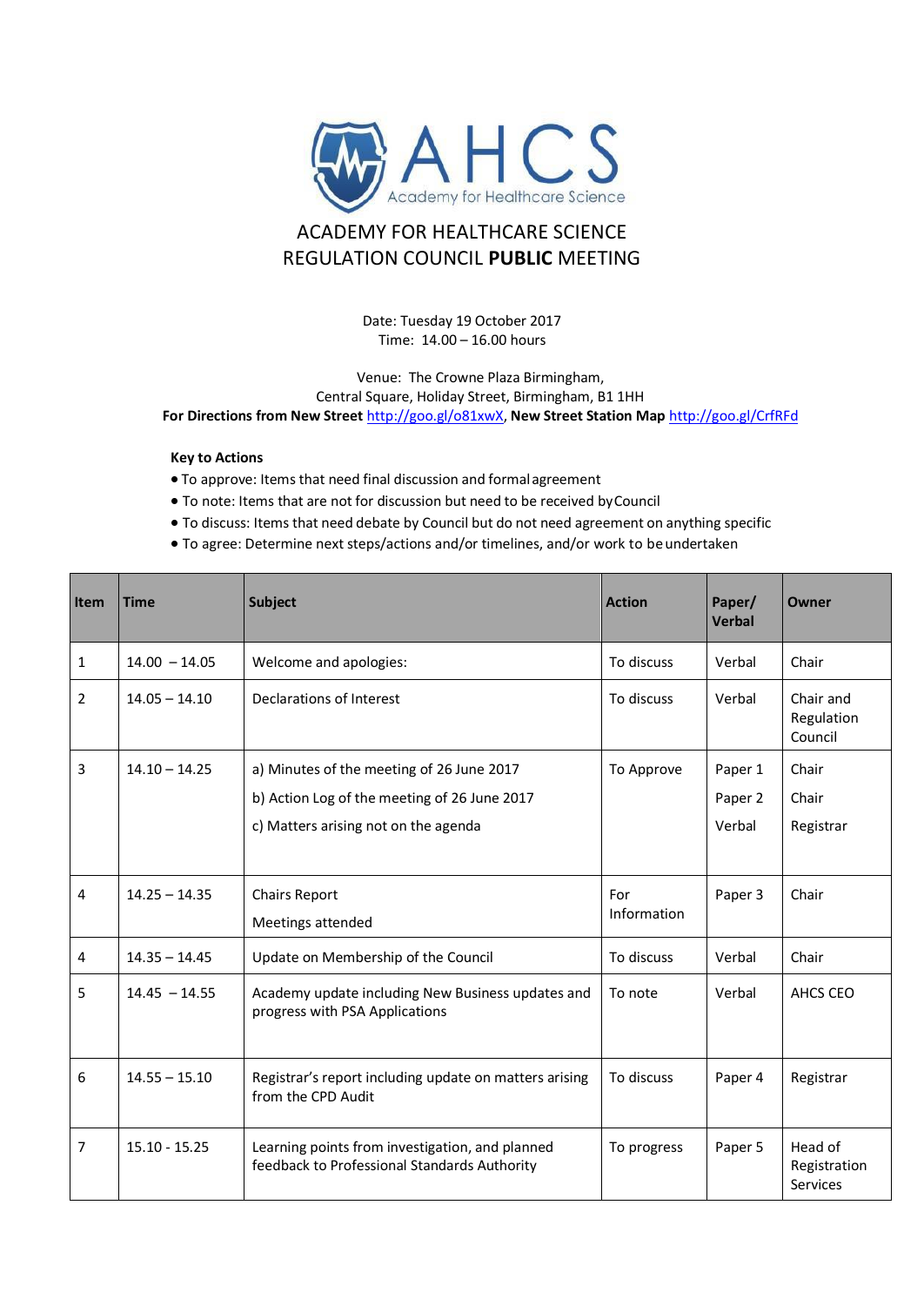# ACADEMY FOR HEALTHCARE SCIENCE
## REGULATION COUNCIL **PUBLIC** MEETING

Date: Tuesday 19 October 2017
Time: 14.00 – 16.00 hours

Venue: The Crowne Plaza Birmingham,
Central Square, Holiday Street, Birmingham, B1 1HH
**For Directions from New Street** http://goo.gl/o81xwX, **New Street Station Map** http://goo.gl/CrfRFd

**Key to Actions**

- To approve: Items that need final discussion and formal agreement
- To note: Items that are not for discussion but need to be received by Council
- To discuss: Items that need debate by Council but do not need agreement on anything specific
- To agree: Determine next steps/actions and/or timelines, and/or work to be undertaken

| Item | Time | Subject | Action | Paper/ Verbal | Owner |
|---|---|---|---|---|---|
| 1 | 14.00 – 14.05 | Welcome and apologies: | To discuss | Verbal | Chair |
| 2 | 14.05 – 14.10 | Declarations of Interest | To discuss | Verbal | Chair and Regulation Council |
| 3 | 14.10 – 14.25 | a) Minutes of the meeting of 26 June 2017<br>b) Action Log of the meeting of 26 June 2017<br>c) Matters arising not on the agenda | To Approve | Paper 1<br>Paper 2<br>Verbal | Chair<br>Chair<br>Registrar |
| 4 | 14.25 – 14.35 | Chairs Report<br>Meetings attended | For Information | Paper 3 | Chair |
| 4 | 14.35 – 14.45 | Update on Membership of the Council | To discuss | Verbal | Chair |
| 5 | 14.45 – 14.55 | Academy update including New Business updates and progress with PSA Applications | To note | Verbal | AHCS CEO |
| 6 | 14.55 – 15.10 | Registrar's report including update on matters arising from the CPD Audit | To discuss | Paper 4 | Registrar |
| 7 | 15.10 - 15.25 | Learning points from investigation, and planned feedback to Professional Standards Authority | To progress | Paper 5 | Head of Registration Services |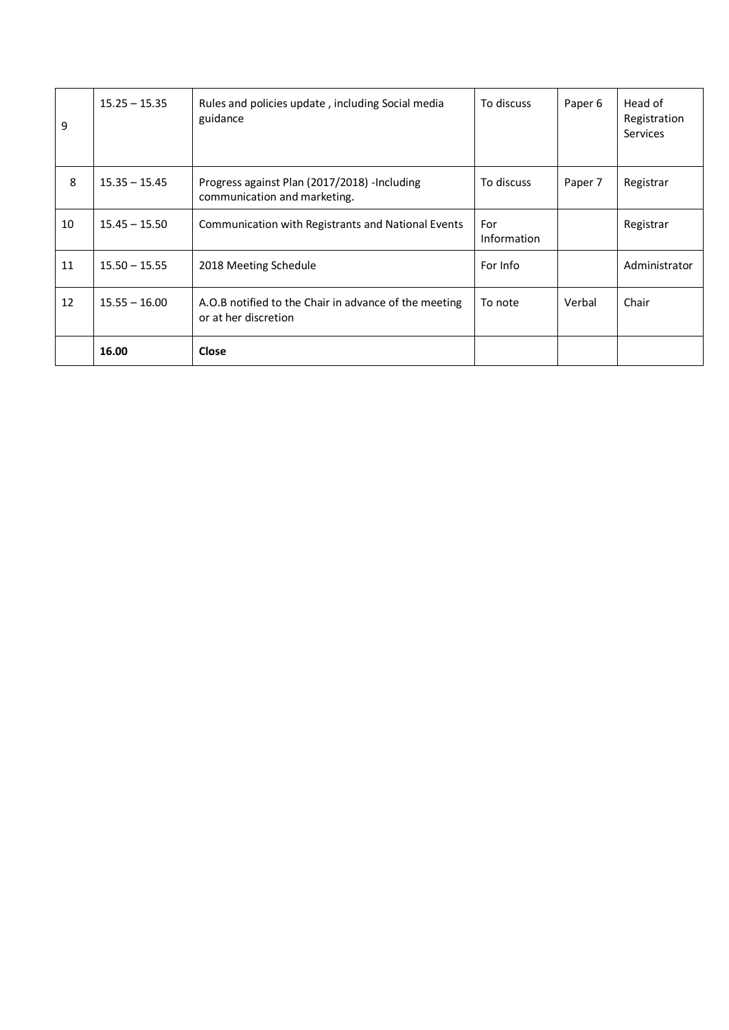| | | | | | |
|---|---|---|---|---|---|
| 9 | 15.25 – 15.35 | Rules and policies update , including Social media guidance | To discuss | Paper 6 | Head of Registration Services |
| 8 | 15.35 – 15.45 | Progress against Plan (2017/2018) -Including communication and marketing. | To discuss | Paper 7 | Registrar |
| 10 | 15.45 – 15.50 | Communication with Registrants and National Events | For Information | | Registrar |
| 11 | 15.50 – 15.55 | 2018 Meeting Schedule | For Info | | Administrator |
| 12 | 15.55 – 16.00 | A.O.B notified to the Chair in advance of the meeting or at her discretion | To note | Verbal | Chair |
| | **16.00** | **Close** | | | |